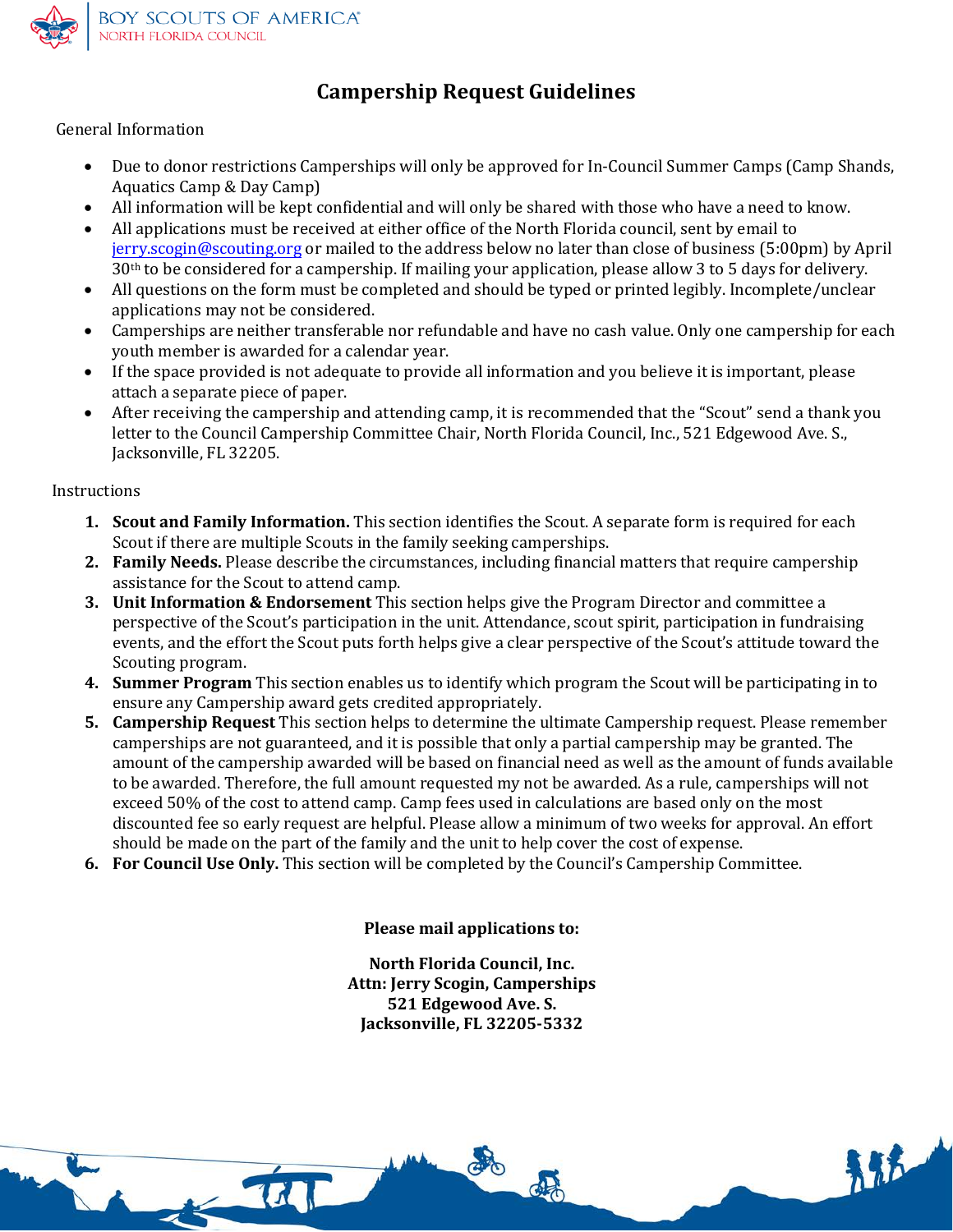BOY SCOUTS OF AMERICA
NORTH FLORIDA COUNCIL

# Campership Request Guidelines

General Information

- Due to donor restrictions Camperships will only be approved for In-Council Summer Camps (Camp Shands, Aquatics Camp & Day Camp)
- All information will be kept confidential and will only be shared with those who have a need to know.
- All applications must be received at either office of the North Florida council, sent by email to jerry.scogin@scouting.org or mailed to the address below no later than close of business (5:00pm) by April 30th to be considered for a campership. If mailing your application, please allow 3 to 5 days for delivery.
- All questions on the form must be completed and should be typed or printed legibly. Incomplete/unclear applications may not be considered.
- Camperships are neither transferable nor refundable and have no cash value. Only one campership for each youth member is awarded for a calendar year.
- If the space provided is not adequate to provide all information and you believe it is important, please attach a separate piece of paper.
- After receiving the campership and attending camp, it is recommended that the "Scout" send a thank you letter to the Council Campership Committee Chair, North Florida Council, Inc., 521 Edgewood Ave. S., Jacksonville, FL 32205.

Instructions

1. **Scout and Family Information.** This section identifies the Scout. A separate form is required for each Scout if there are multiple Scouts in the family seeking camperships.
2. **Family Needs.** Please describe the circumstances, including financial matters that require campership assistance for the Scout to attend camp.
3. **Unit Information & Endorsement** This section helps give the Program Director and committee a perspective of the Scout's participation in the unit. Attendance, scout spirit, participation in fundraising events, and the effort the Scout puts forth helps give a clear perspective of the Scout's attitude toward the Scouting program.
4. **Summer Program** This section enables us to identify which program the Scout will be participating in to ensure any Campership award gets credited appropriately.
5. **Campership Request** This section helps to determine the ultimate Campership request. Please remember camperships are not guaranteed, and it is possible that only a partial campership may be granted. The amount of the campership awarded will be based on financial need as well as the amount of funds available to be awarded. Therefore, the full amount requested my not be awarded. As a rule, camperships will not exceed 50% of the cost to attend camp. Camp fees used in calculations are based only on the most discounted fee so early request are helpful. Please allow a minimum of two weeks for approval. An effort should be made on the part of the family and the unit to help cover the cost of expense.
6. **For Council Use Only.** This section will be completed by the Council's Campership Committee.

**Please mail applications to:**

**North Florida Council, Inc.**
**Attn: Jerry Scogin, Camperships**
**521 Edgewood Ave. S.**
**Jacksonville, FL 32205-5332**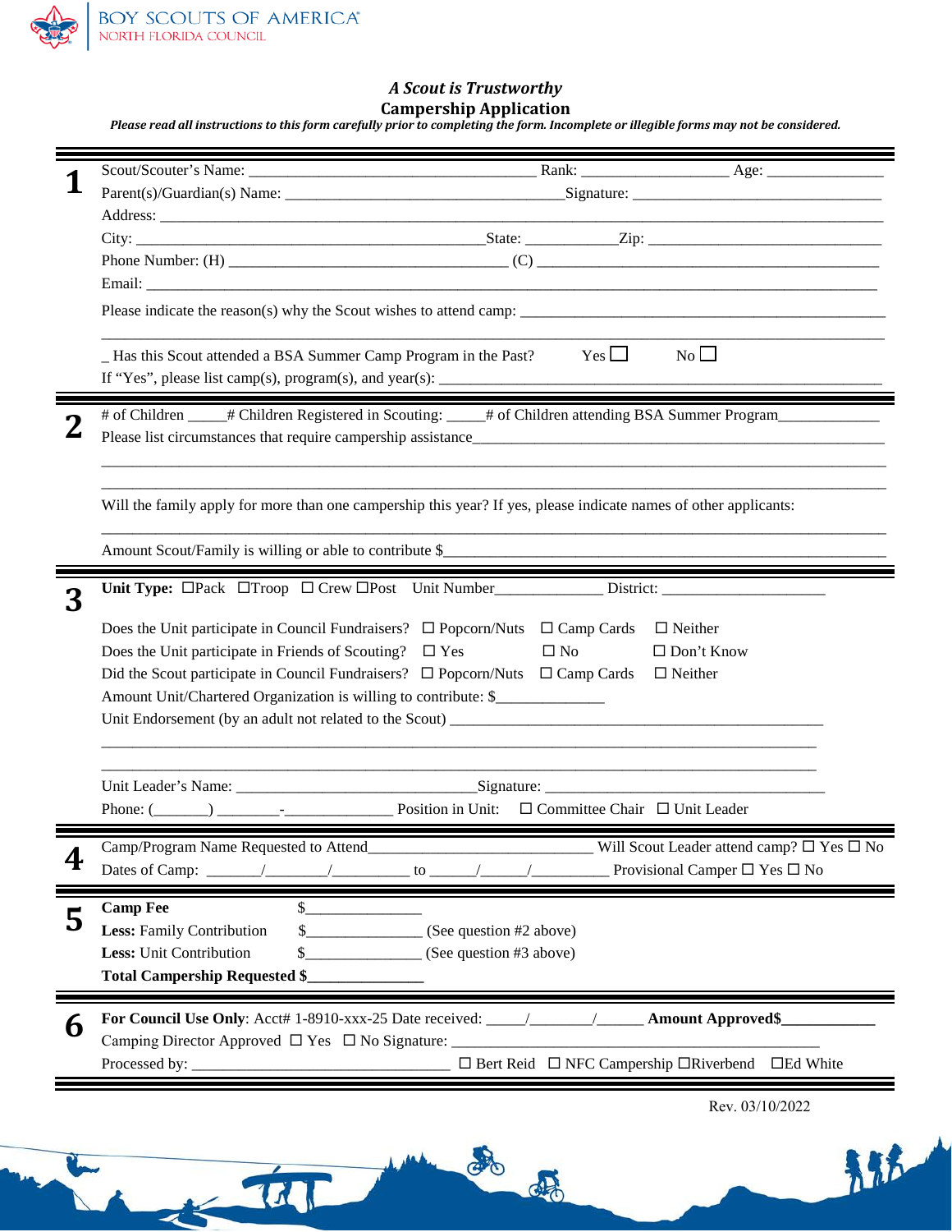BOY SCOUTS OF AMERICA
NORTH FLORIDA COUNCIL

***A Scout is Trustworthy***

**Campership Application**

***Please read all instructions to this form carefully prior to completing the form. Incomplete or illegible forms may not be considered.***

---

**1**

Scout/Scouter's Name: ____________________________________ Rank: __________________ Age: _______________

Parent(s)/Guardian(s) Name: ____________________________________Signature: _________________________________

Address: ______________________________________________________________________________________________

City: _____________________________________________State: ___________Zip: _______________________________

Phone Number: (H) ___________________________________ (C) ___________________________________________

Email: _________________________________________________________________________________________________

Please indicate the reason(s) why the Scout wishes to attend camp: _________________________________________________

_____________________________________________________________________________________________________

_ Has this Scout attended a BSA Summer Camp Program in the Past? Yes ☐ No ☐

If "Yes", please list camp(s), program(s), and year(s): ___________________________________________________________

---

**2**

# of Children _____# Children Registered in Scouting: _____# of Children attending BSA Summer Program_____________

Please list circumstances that require campership assistance_______________________________________________________

_____________________________________________________________________________________________________

_____________________________________________________________________________________________________

Will the family apply for more than one campership this year? If yes, please indicate names of other applicants:

_____________________________________________________________________________________________________

Amount Scout/Family is willing or able to contribute $_____________________________________________________

---

**3**

**Unit Type:** ☐Pack ☐Troop ☐ Crew ☐Post Unit Number_____________ District: _____________________

Does the Unit participate in Council Fundraisers? ☐ Popcorn/Nuts ☐ Camp Cards ☐ Neither

Does the Unit participate in Friends of Scouting? ☐ Yes ☐ No ☐ Don't Know

Did the Scout participate in Council Fundraisers? ☐ Popcorn/Nuts ☐ Camp Cards ☐ Neither

Amount Unit/Chartered Organization is willing to contribute: $_____________

Unit Endorsement (by an adult not related to the Scout) ________________________________________________

_____________________________________________________________________________________________________

_____________________________________________________________________________________________________

Unit Leader's Name: ______________________________Signature: __________________________________

Phone: (_______) ________-_____________ Position in Unit: ☐ Committee Chair ☐ Unit Leader

---

**4**

Camp/Program Name Requested to Attend___________________________ Will Scout Leader attend camp? ☐ Yes ☐ No

Dates of Camp: _______/________/_________ to ______/______/__________ Provisional Camper ☐ Yes ☐ No

---

**5**

**Camp Fee** $______________

**Less:** Family Contribution $______________ (See question #2 above)

**Less:** Unit Contribution $______________ (See question #3 above)

**Total Campership Requested $______________**

---

**6**

**For Council Use Only**: Acct# 1-8910-xxx-25 Date received: _____/________/______ **Amount Approved$___________**

Camping Director Approved ☐ Yes ☐ No Signature: ___________________________________________

Processed by: _________________________________ ☐ Bert Reid ☐ NFC Campership ☐Riverbend ☐Ed White

Rev. 03/10/2022